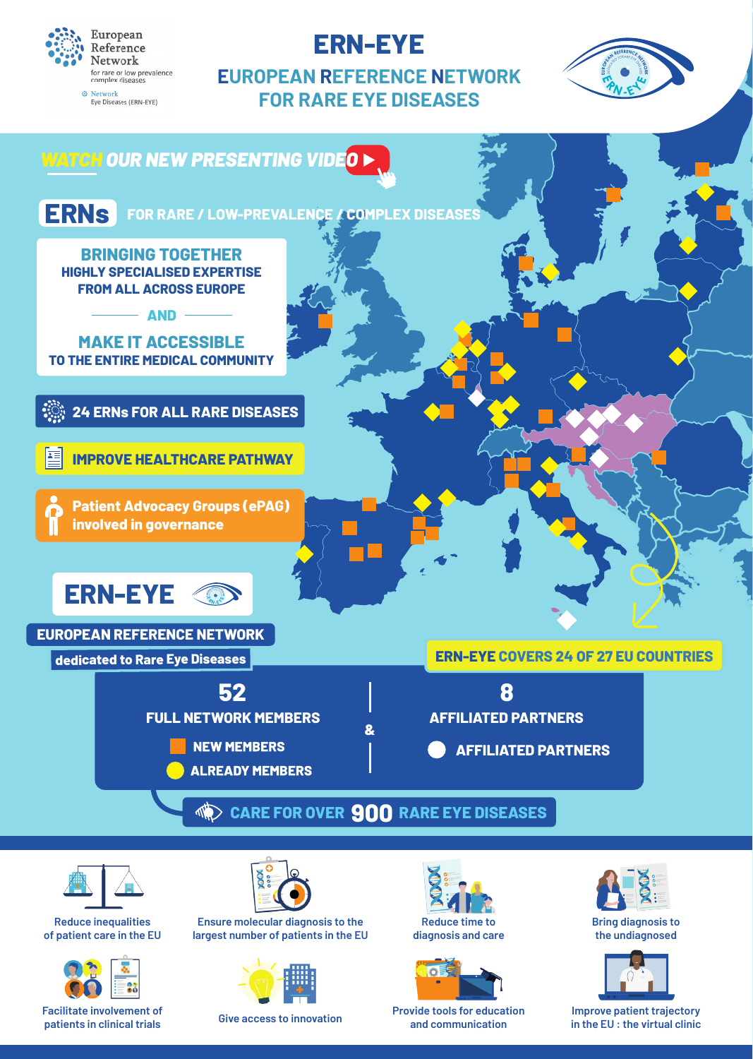European Reference Network for rare or low prevalence complex diseases

Network Eye Diseases (ERN-EYE)

# ERN-EYE

## EUROPEAN REFERENCE NETWORK FOR RARE EYE DISEASES

**WATCH OUR NEW PRESENTING VIDEO**

## ERNs FOR RARE / LOW-PREVALENCE / COMPLEX DISEASES

**BRINGING TOGETHER**
HIGHLY SPECIALISED EXPERTISE FROM ALL ACROSS EUROPE

**AND**

**MAKE IT ACCESSIBLE**
TO THE ENTIRE MEDICAL COMMUNITY

- **24 ERNs FOR ALL RARE DISEASES**
- **IMPROVE HEALTHCARE PATHWAY**
- **Patient Advocacy Groups (ePAG) involved in governance**

## ERN-EYE

**EUROPEAN REFERENCE NETWORK**
**dedicated to Rare Eye Diseases**

**ERN-EYE COVERS 24 OF 27 EU COUNTRIES**

| 52 FULL NETWORK MEMBERS | & | 8 AFFILIATED PARTNERS |
|---|---|---|
| NEW MEMBERS | | AFFILIATED PARTNERS |
| ALREADY MEMBERS | | |

**CARE FOR OVER 900 RARE EYE DISEASES**

- Reduce inequalities of patient care in the EU
- Ensure molecular diagnosis to the largest number of patients in the EU
- Reduce time to diagnosis and care
- Bring diagnosis to the undiagnosed
- Facilitate involvement of patients in clinical trials
- Give access to innovation
- Provide tools for education and communication
- Improve patient trajectory in the EU : the virtual clinic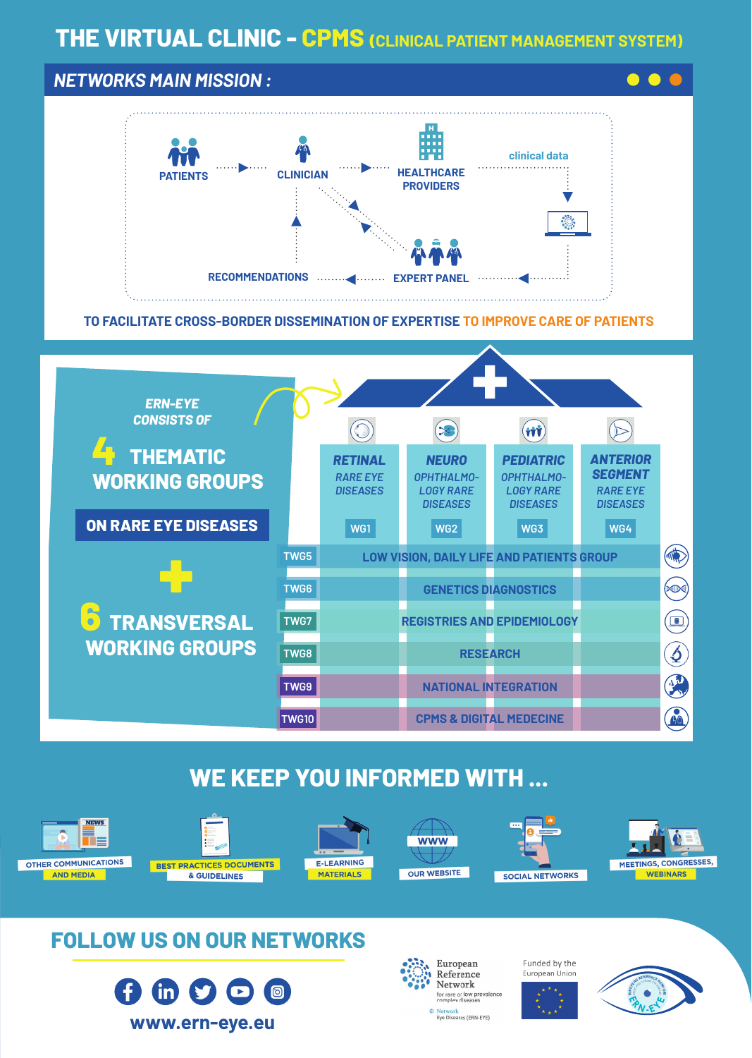# THE VIRTUAL CLINIC - CPMS (CLINICAL PATIENT MANAGEMENT SYSTEM)

## NETWORKS MAIN MISSION :

PATIENTS → CLINICIAN → HEALTHCARE PROVIDERS

clinical data

EXPERT PANEL → RECOMMENDATIONS → CLINICIAN

TO FACILITATE CROSS-BORDER DISSEMINATION OF EXPERTISE TO IMPROVE CARE OF PATIENTS

## ERN-EYE CONSISTS OF

### 4 THEMATIC WORKING GROUPS ON RARE EYE DISEASES

- **RETINAL** RARE EYE DISEASES — WG1
- **NEURO** OPHTHALMOLOGY RARE DISEASES — WG2
- **PEDIATRIC** OPHTHALMOLOGY RARE DISEASES — WG3
- **ANTERIOR SEGMENT** RARE EYE DISEASES — WG4

### + 6 TRANSVERSAL WORKING GROUPS

- TWG5 — LOW VISION, DAILY LIFE AND PATIENTS GROUP
- TWG6 — GENETICS DIAGNOSTICS
- TWG7 — REGISTRIES AND EPIDEMIOLOGY
- TWG8 — RESEARCH
- TWG9 — NATIONAL INTEGRATION
- TWG10 — CPMS & DIGITAL MEDECINE

## WE KEEP YOU INFORMED WITH ...

- OTHER COMMUNICATIONS AND MEDIA
- BEST PRACTICES DOCUMENTS & GUIDELINES
- E-LEARNING MATERIALS
- OUR WEBSITE
- SOCIAL NETWORKS
- MEETINGS, CONGRESSES, WEBINARS

## FOLLOW US ON OUR NETWORKS

www.ern-eye.eu

European Reference Network for rare or low prevalence complex diseases

Network Eye Diseases (ERN-EYE)

Funded by the European Union